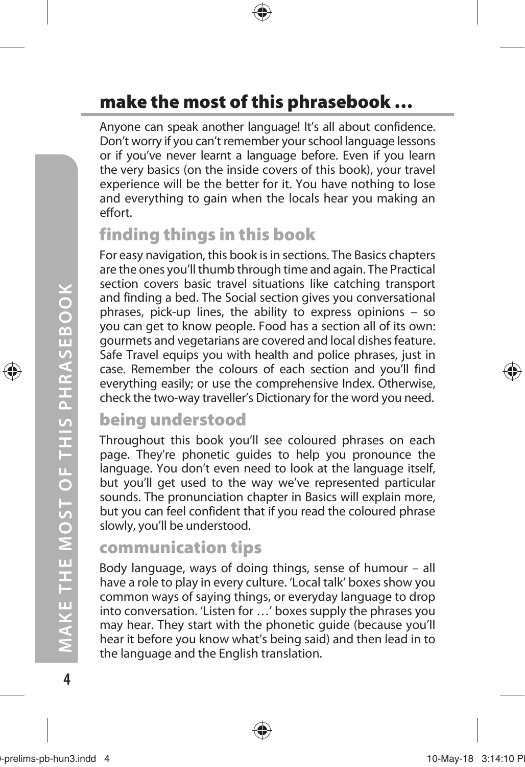## make the most of this phrasebook …

Anyone can speak another language! It's all about confidence. Don't worry if you can't remember your school language lessons or if you've never learnt a language before. Even if you learn the very basics (on the inside covers of this book), your travel experience will be the better for it. You have nothing to lose and everything to gain when the locals hear you making an effort.

### finding things in this book

For easy navigation, this book is in sections. The Basics chapters are the ones you'll thumb through time and again. The Practical section covers basic travel situations like catching transport and finding a bed. The Social section gives you conversational phrases, pick-up lines, the ability to express opinions – so you can get to know people. Food has a section all of its own: gourmets and vegetarians are covered and local dishes feature. Safe Travel equips you with health and police phrases, just in case. Remember the colours of each section and you'll find everything easily; or use the comprehensive Index. Otherwise, check the two-way traveller's Dictionary for the word you need.

### being understood

Throughout this book you'll see coloured phrases on each page. They're phonetic guides to help you pronounce the language. You don't even need to look at the language itself, but you'll get used to the way we've represented particular sounds. The pronunciation chapter in Basics will explain more, but you can feel confident that if you read the coloured phrase slowly, you'll be understood.

### communication tips

Body language, ways of doing things, sense of humour – all have a role to play in every culture. 'Local talk' boxes show you common ways of saying things, or everyday language to drop into conversation. 'Listen for …' boxes supply the phrases you may hear. They start with the phonetic guide (because you'll hear it before you know what's being said) and then lead in to the language and the English translation.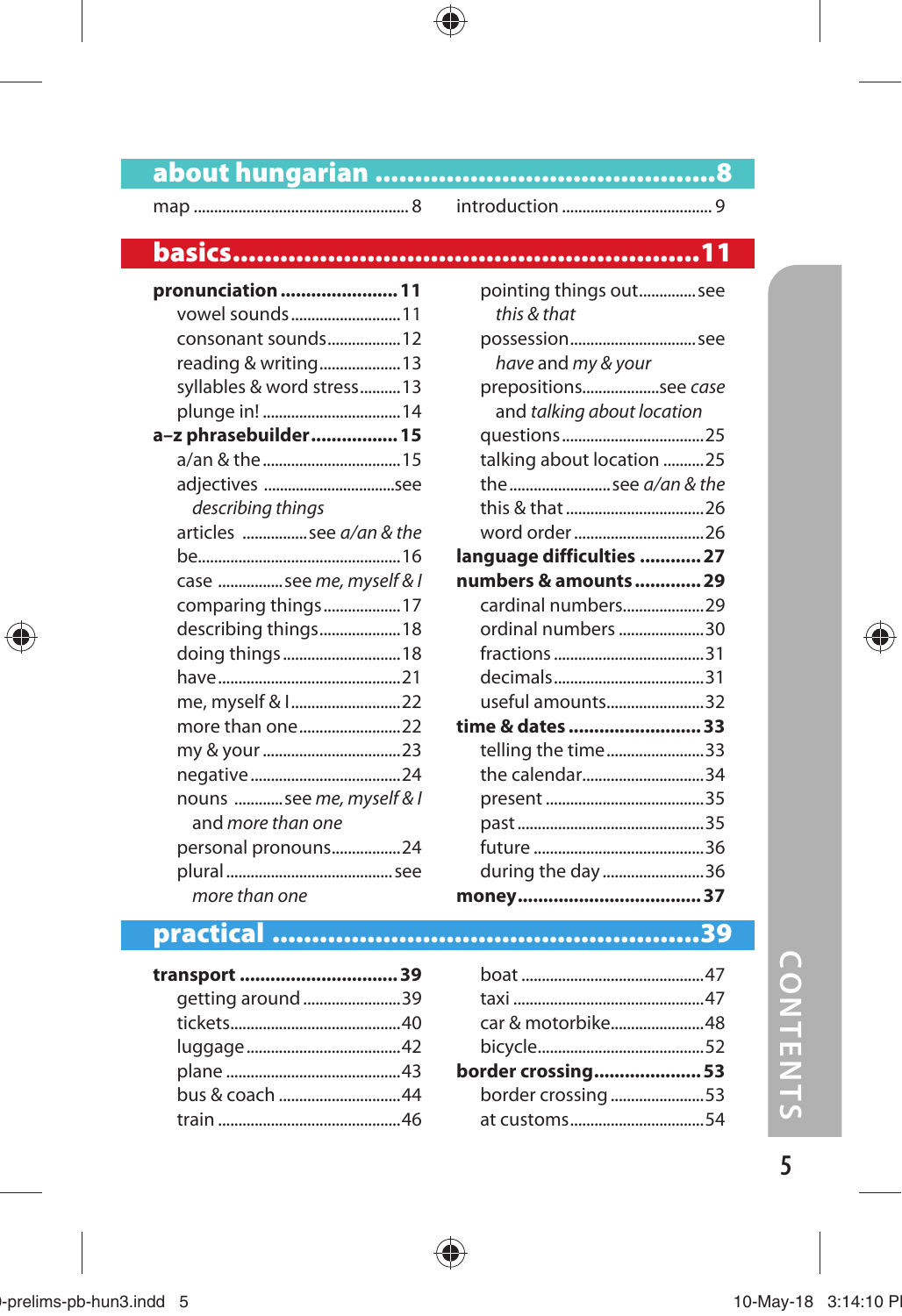## about hungarian ........................................8

map .................................................. 8
introduction .................................... 9

## basics.........................................................11

**pronunciation ...................... 11**
- vowel sounds ..........................11
- consonant sounds..................12
- reading & writing....................13
- syllables & word stress..........13
- plunge in! ..................................14

**a–z phrasebuilder................ 15**
- a/an & the ..................................15
- adjectives ...............................see *describing things*
- articles ...............see *a/an & the*
- be.................................................16
- case ................see *me, myself & I*
- comparing things...................17
- describing things....................18
- doing things ............................18
- have ............................................21
- me, myself & I ..........................22
- more than one .........................22
- my & your .................................23
- negative ....................................24
- nouns ...........see *me, myself & I* and *more than one*
- personal pronouns.................24
- plural ........................................see *more than one*
- pointing things out.............see *this & that*
- possession...............................see *have* and *my & your*
- prepositions..................see *case* and *talking about location*
- questions ..................................25
- talking about location ..........25
- the .........................see *a/an & the*
- this & that .................................26
- word order ...............................26

**language difficulties ........... 27**

**numbers & amounts ............ 29**
- cardinal numbers....................29
- ordinal numbers .....................30
- fractions ....................................31
- decimals....................................31
- useful amounts........................32

**time & dates ......................... 33**
- telling the time........................33
- the calendar..............................34
- present ......................................35
- past ............................................35
- future .........................................36
- during the day .........................36

**money.................................... 37**

## practical ....................................................39

**transport .............................. 39**
- getting around ........................39
- tickets.........................................40
- luggage .....................................42
- plane ..........................................43
- bus & coach .............................44
- train ...........................................46
- boat ............................................47
- taxi ..............................................47
- car & motorbike.......................48
- bicycle........................................52

**border crossing.................... 53**
- border crossing ......................53
- at customs................................54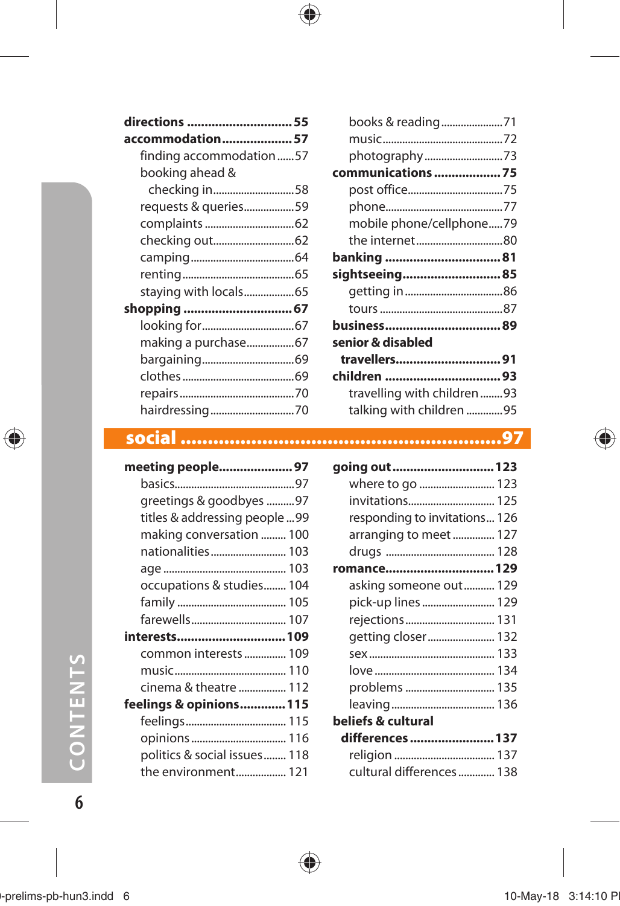**directions** .............................. **55**
**accommodation** .................... **57**
- finding accommodation ......57
- booking ahead & checking in ............................58
- requests & queries ..................59
- complaints ................................62
- checking out.............................62
- camping ....................................64
- renting .......................................65
- staying with locals ..................65

**shopping** ................................ **67**
- looking for.................................67
- making a purchase.................67
- bargaining.................................69
- clothes ........................................69
- repairs .........................................70
- hairdressing ..............................70

- books & reading ......................71
- music...........................................72
- photography ............................73

**communications** .................. **75**
- post office..................................75
- phone..........................................77
- mobile phone/cellphone.....79
- the internet ...............................80

**banking** ................................. **81**
**sightseeing**............................ **85**
- getting in ...................................86
- tours ............................................87

**business**................................. **89**
**senior & disabled travellers**.............................. **91**
**children** ................................. **93**
- travelling with children ........93
- talking with children .............95

## social ............................................................... 97

**meeting people**..................... **97**
- basics...........................................97
- greetings & goodbyes ..........97
- titles & addressing people ...99
- making conversation ......... 100
- nationalities ........................... 103
- age ............................................ 103
- occupations & studies........ 104
- family ....................................... 105
- farewells.................................. 107

**interests**................................ **109**
- common interests ............... 109
- music........................................ 110
- cinema & theatre ................. 112

**feelings & opinions**............. **115**
- feelings.................................... 115
- opinions .................................. 116
- politics & social issues........ 118
- the environment.................. 121

**going out** ............................. **123**
- where to go ........................... 123
- invitations............................... 125
- responding to invitations... 126
- arranging to meet ............... 127
- drugs ....................................... 128

**romance**............................... **129**
- asking someone out........... 129
- pick-up lines .......................... 129
- rejections ................................ 131
- getting closer ........................ 132
- sex ............................................. 133
- love ........................................... 134
- problems ................................ 135
- leaving ..................................... 136

**beliefs & cultural differences** ........................ **137**
- religion .................................... 137
- cultural differences ............. 138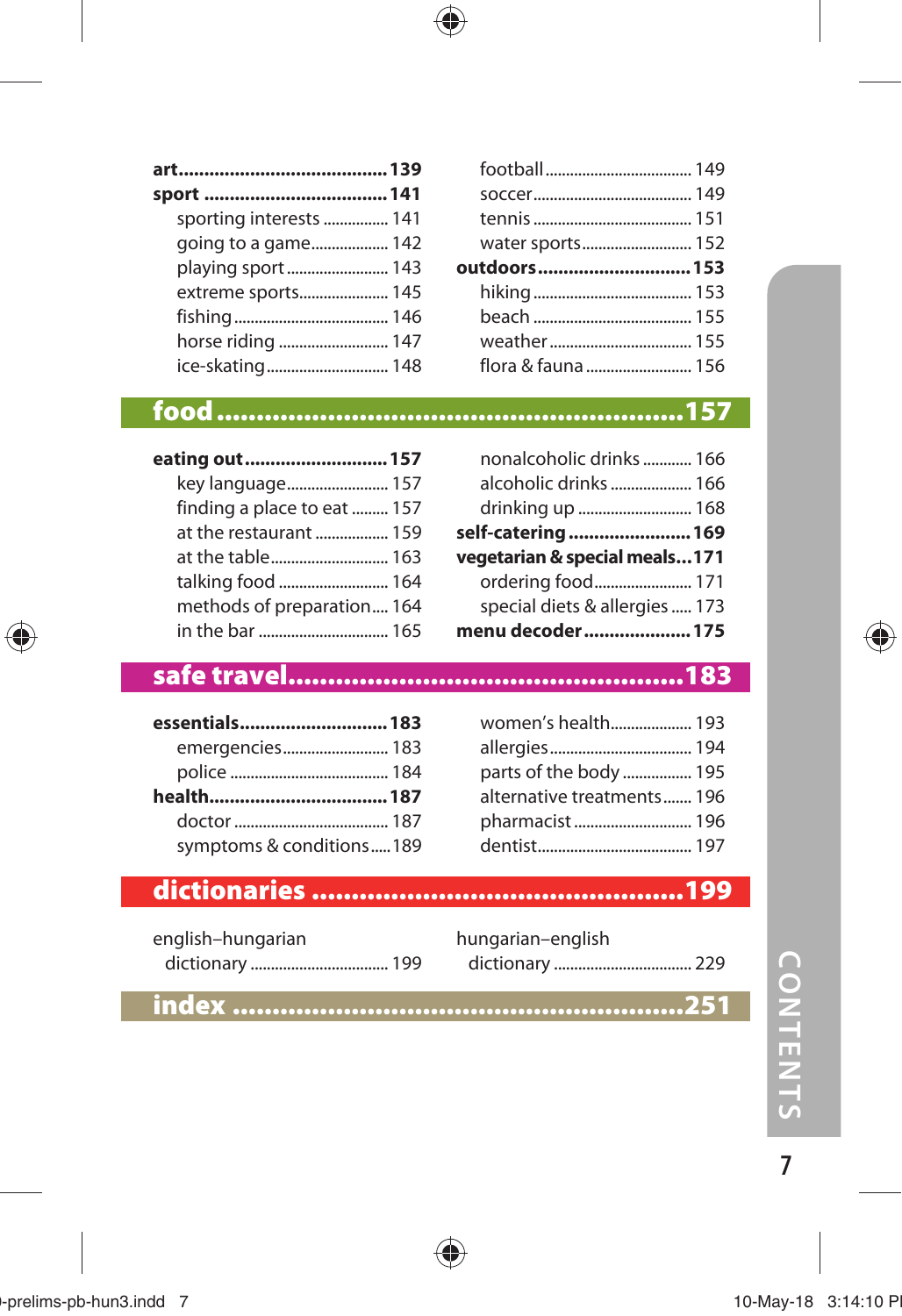**art** ........................................ **139**

**sport** ...................................... **141**

- sporting interests ................ 141
- going to a game ................... 142
- playing sport ....................... 143
- extreme sports ..................... 145
- fishing ................................. 146
- horse riding .......................... 147
- ice-skating ............................ 148
- football ................................ 149
- soccer .................................. 149
- tennis ................................... 151
- water sports ......................... 152

**outdoors** .............................. **153**

- hiking ................................... 153
- beach ................................... 155
- weather ................................ 155
- flora & fauna ........................ 156

## food ........................................................ 157

**eating out** ............................. **157**

- key language ......................... 157
- finding a place to eat ........... 157
- at the restaurant ................... 159
- at the table ........................... 163
- talking food .......................... 164
- methods of preparation ........ 164
- in the bar .............................. 165
- nonalcoholic drinks .............. 166
- alcoholic drinks .................... 166
- drinking up ........................... 168

**self-catering** ........................ **169**

**vegetarian & special meals** ... **171**

- ordering food ........................ 171
- special diets & allergies ....... 173

**menu decoder** ...................... **175**

## safe travel ............................................... 183

**essentials** .............................. **183**

- emergencies .......................... 183
- police .................................... 184

**health** .................................... **187**

- doctor ................................... 187
- symptoms & conditions ....... 189
- women's health ..................... 193
- allergies ................................ 194
- parts of the body .................. 195
- alternative treatments .......... 196
- pharmacist ............................ 196
- dentist ................................... 197

## dictionaries ............................................ 199

english–hungarian dictionary ................................ 199

hungarian–english dictionary ................................ 229

## index ....................................................... 251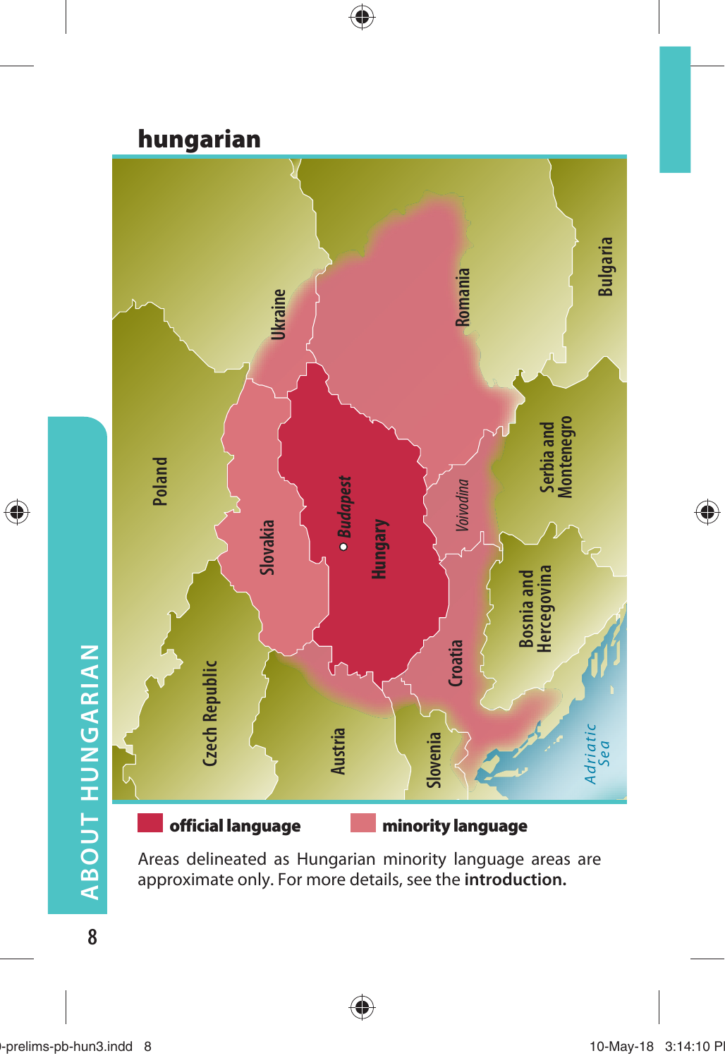## hungarian

official language

minority language

Areas delineated as Hungarian minority language areas are approximate only. For more details, see the **introduction.**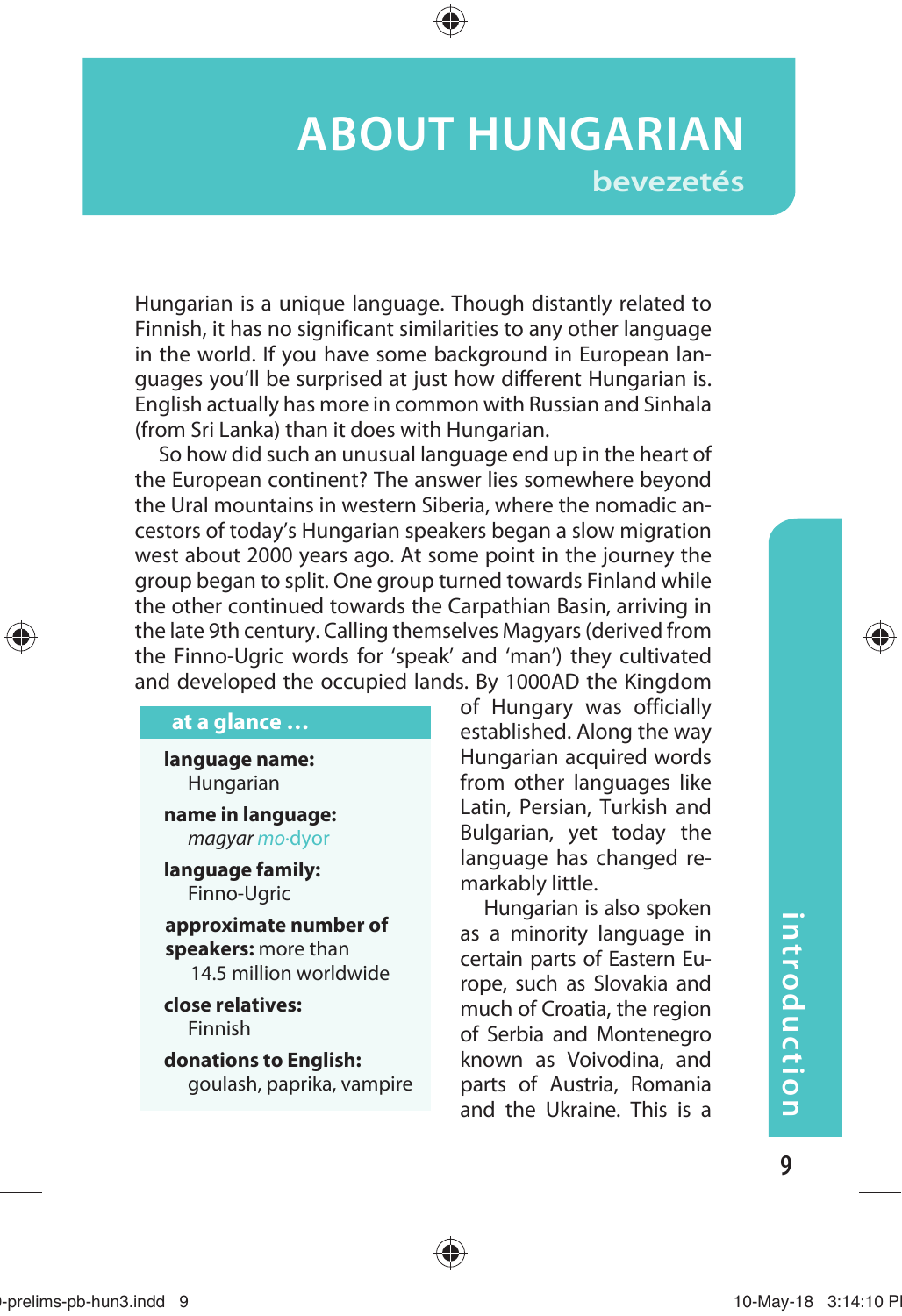# ABOUT HUNGARIAN

## bevezetés

Hungarian is a unique language. Though distantly related to Finnish, it has no significant similarities to any other language in the world. If you have some background in European languages you'll be surprised at just how different Hungarian is. English actually has more in common with Russian and Sinhala (from Sri Lanka) than it does with Hungarian.

So how did such an unusual language end up in the heart of the European continent? The answer lies somewhere beyond the Ural mountains in western Siberia, where the nomadic ancestors of today's Hungarian speakers began a slow migration west about 2000 years ago. At some point in the journey the group began to split. One group turned towards Finland while the other continued towards the Carpathian Basin, arriving in the late 9th century. Calling themselves Magyars (derived from the Finno-Ugric words for 'speak' and 'man') they cultivated and developed the occupied lands. By 1000AD the Kingdom of Hungary was officially established. Along the way Hungarian acquired words from other languages like Latin, Persian, Turkish and Bulgarian, yet today the language has changed remarkably little.

Hungarian is also spoken as a minority language in certain parts of Eastern Europe, such as Slovakia and much of Croatia, the region of Serbia and Montenegro known as Voivodina, and parts of Austria, Romania and the Ukraine. This is a

> **at a glance …**
>
> **language name:**
> Hungarian
>
> **name in language:**
> *magyar* mo·dyor
>
> **language family:**
> Finno-Ugric
>
> **approximate number of speakers:** more than 14.5 million worldwide
>
> **close relatives:**
> Finnish
>
> **donations to English:**
> goulash, paprika, vampire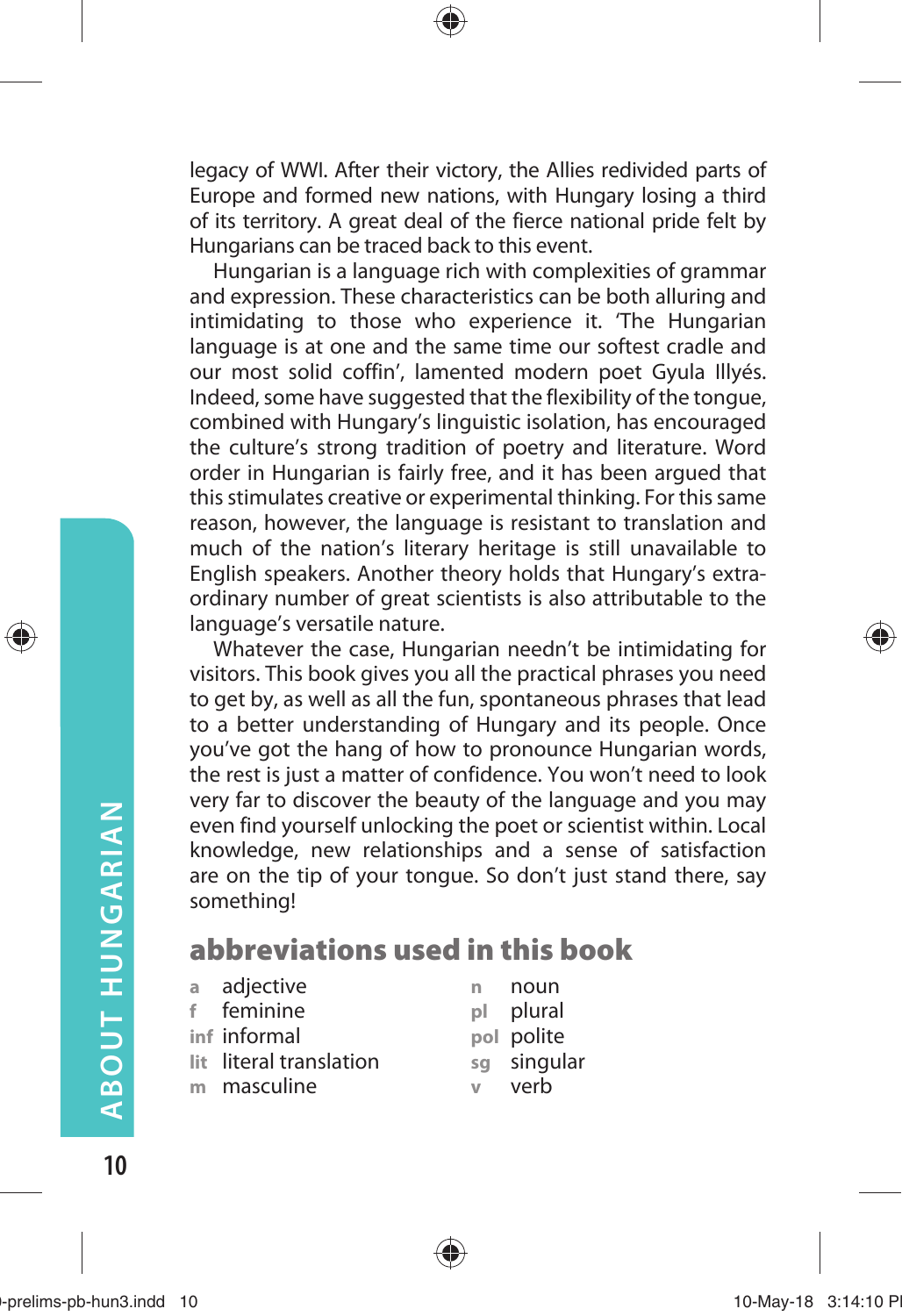legacy of WWI. After their victory, the Allies redivided parts of Europe and formed new nations, with Hungary losing a third of its territory. A great deal of the fierce national pride felt by Hungarians can be traced back to this event.

Hungarian is a language rich with complexities of grammar and expression. These characteristics can be both alluring and intimidating to those who experience it. 'The Hungarian language is at one and the same time our softest cradle and our most solid coffin', lamented modern poet Gyula Illyés. Indeed, some have suggested that the flexibility of the tongue, combined with Hungary's linguistic isolation, has encouraged the culture's strong tradition of poetry and literature. Word order in Hungarian is fairly free, and it has been argued that this stimulates creative or experimental thinking. For this same reason, however, the language is resistant to translation and much of the nation's literary heritage is still unavailable to English speakers. Another theory holds that Hungary's extraordinary number of great scientists is also attributable to the language's versatile nature.

Whatever the case, Hungarian needn't be intimidating for visitors. This book gives you all the practical phrases you need to get by, as well as all the fun, spontaneous phrases that lead to a better understanding of Hungary and its people. Once you've got the hang of how to pronounce Hungarian words, the rest is just a matter of confidence. You won't need to look very far to discover the beauty of the language and you may even find yourself unlocking the poet or scientist within. Local knowledge, new relationships and a sense of satisfaction are on the tip of your tongue. So don't just stand there, say something!

## abbreviations used in this book

| | | | |
|---|---|---|---|
| a | adjective | n | noun |
| f | feminine | pl | plural |
| inf | informal | pol | polite |
| lit | literal translation | sg | singular |
| m | masculine | v | verb |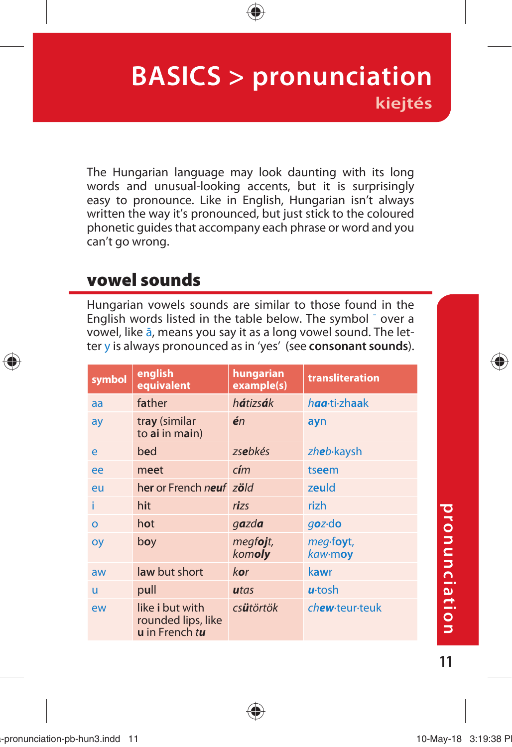# BASICS > pronunciation

## kiejtés

The Hungarian language may look daunting with its long words and unusual-looking accents, but it is surprisingly easy to pronounce. Like in English, Hungarian isn't always written the way it's pronounced, but just stick to the coloured phonetic guides that accompany each phrase or word and you can't go wrong.

### vowel sounds

Hungarian vowels sounds are similar to those found in the English words listed in the table below. The symbol ˉ over a vowel, like ā, means you say it as a long vowel sound. The letter y is always pronounced as in 'yes' (see **consonant sounds**).

| symbol | english equivalent | hungarian example(s) | transliteration |
|---|---|---|---|
| aa | f**a**ther | *h**á**tizs**á**k* | ***haa**·ti·zhaak* |
| ay | tr**ay** (similar to **ai** in m**ai**n) | ***é**n* | **ay**n |
| e | b**e**d | *zs**e**bkés* | *zh**e**b·kaysh* |
| ee | m**ee**t | *c**í**m* | ts**ee**m |
| eu | h**er** or French *n**eu**f* | *z**ö**ld* | z**eu**ld |
| i | h**i**t | *r**i**zs* | r**i**zh |
| o | h**o**t | *g**a**zd**a*** | *g**o**z*·d**o** |
| oy | b**oy** | *megf**oj**t*, *kom**oly*** | *meg*·f**oy**t, *kaw*·m**oy** |
| aw | l**aw** but short | *k**o**r* | k**aw**r |
| u | p**u**ll | ***u**tas* | ***u**·tosh* |
| ew | like **i** but with rounded lips, like **u** in French *t**u*** | *cs**ü**törtök* | *ch**ew**·teur·teuk* |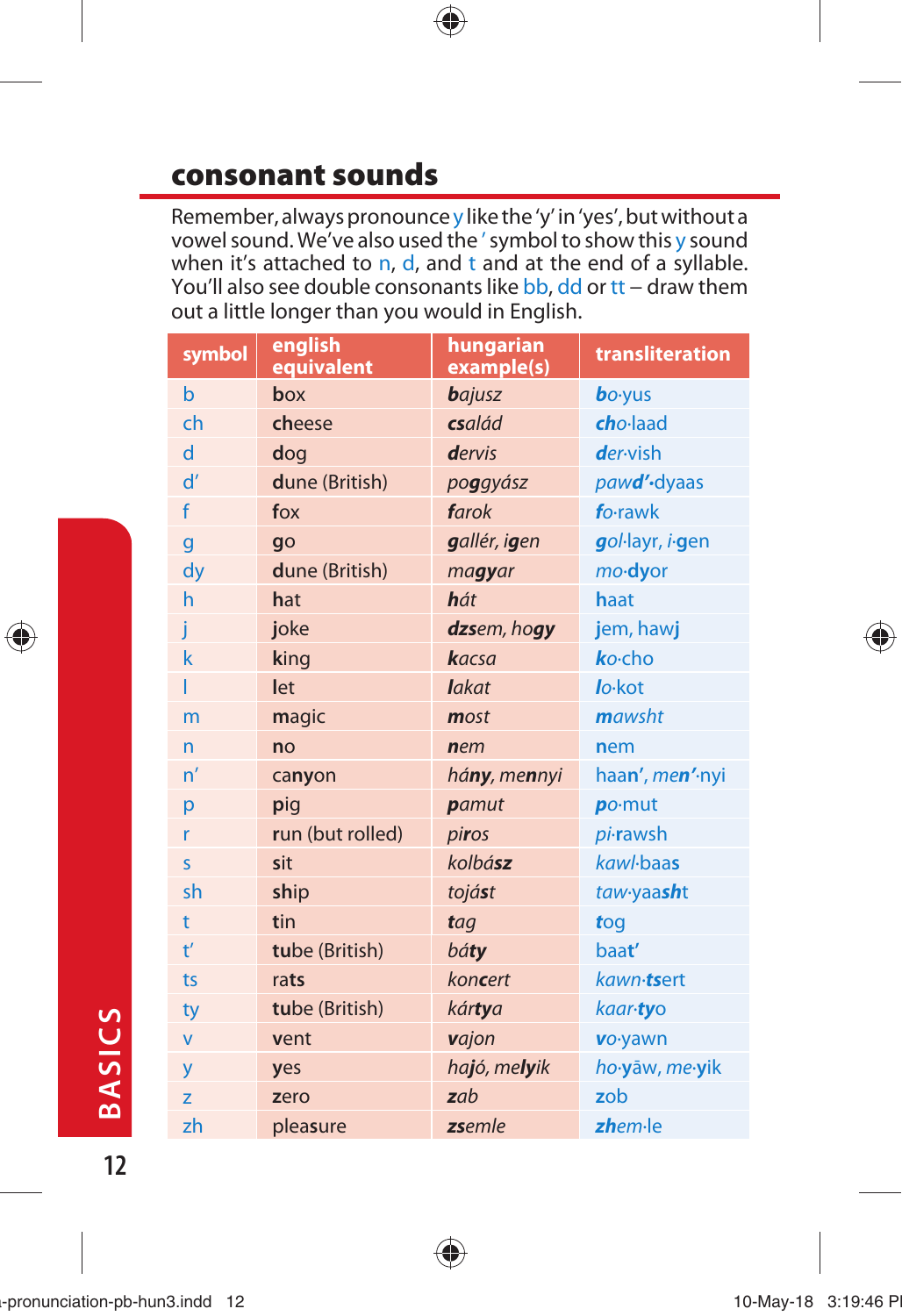## consonant sounds

Remember, always pronounce y like the 'y' in 'yes', but without a vowel sound. We've also used the ' symbol to show this y sound when it's attached to n, d, and t and at the end of a syllable. You'll also see double consonants like bb, dd or tt – draw them out a little longer than you would in English.

| symbol | english equivalent | hungarian example(s) | transliteration |
|---|---|---|---|
| b | **b**ox | ***b**ajusz* | ***bo**·yus* |
| ch | **ch**eese | ***cs**alád* | ***cho**·laad* |
| d | **d**og | ***d**ervis* | ***der**·vish* |
| d' | **d**une (British) | *po**ggy**ász* | *paw**d'**·dyaas* |
| f | **f**ox | ***f**arok* | ***fo**·rawk* |
| g | **g**o | ***g**allér, i**g**en* | ***gol**·layr, i·**gen*** |
| dy | **d**une (British) | *ma**gy**ar* | *mo·**dyor*** |
| h | **h**at | ***h**át* | ***h**aat* |
| j | **j**oke | ***dzs**em, ho**gy*** | ***j**em, haw**j*** |
| k | **k**ing | ***k**acsa* | ***ko**·cho* |
| l | **l**et | ***l**akat* | ***lo**·kot* |
| m | **m**agic | ***m**ost* | ***m**awsht* |
| n | **n**o | ***n**em* | ***n**em* |
| n' | ca**ny**on | *há**ny**, me**nny**i* | *haa**n'**, me**n'**·nyi* |
| p | **p**ig | ***p**amut* | ***po**·mut* |
| r | **r**un (but rolled) | *pi**r**os* | *pi·**r**awsh* |
| s | **s**it | *kolbá**sz*** | *kawl·baa**s*** |
| sh | **sh**ip | *tojá**s**t* | *taw·yaa**sh**t* |
| t | **t**in | ***t**ag* | ***t**og* |
| t' | **t**ube (British) | *bá**ty*** | *baa**t'*** |
| ts | ra**ts** | *kon**c**ert* | *kawn·**ts**ert* |
| ty | **t**ube (British) | *kár**ty**a* | *kaar·**ty**o* |
| v | **v**ent | ***v**ajon* | ***vo**·yawn* |
| y | **y**es | *ha**j**ó, mel**y**ik* | *ho·**y**āw, me·**y**ik* |
| z | **z**ero | ***z**ab* | ***z**ob* |
| zh | plea**s**ure | ***zs**emle* | ***zhem**·le* |